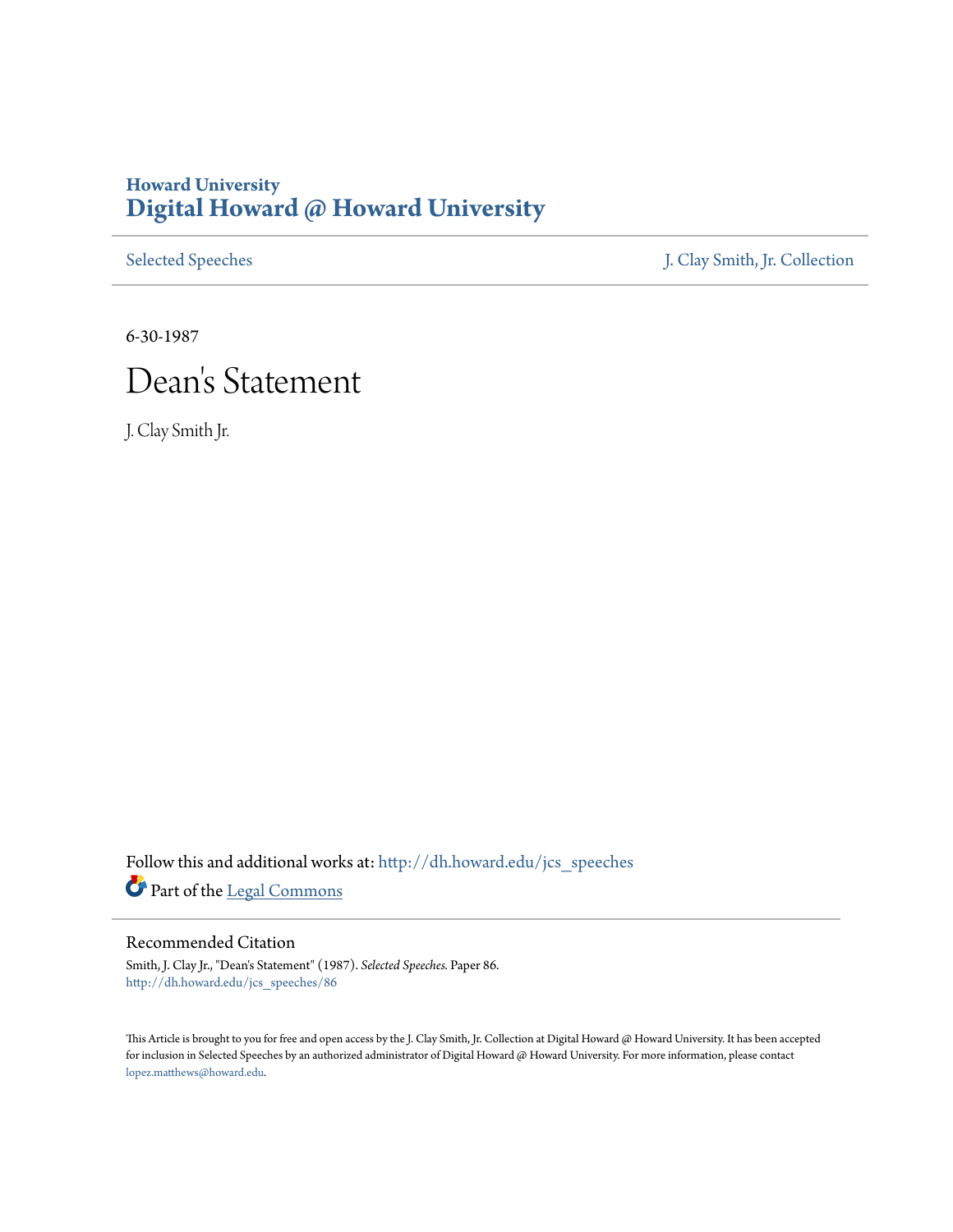Howard University
# Digital Howard @ Howard University

Selected Speeches | J. Clay Smith, Jr. Collection

6-30-1987

# Dean's Statement

J. Clay Smith Jr.

Follow this and additional works at: http://dh.howard.edu/jcs_speeches

Part of the Legal Commons

## Recommended Citation

Smith, J. Clay Jr., "Dean's Statement" (1987). *Selected Speeches.* Paper 86.
http://dh.howard.edu/jcs_speeches/86

This Article is brought to you for free and open access by the J. Clay Smith, Jr. Collection at Digital Howard @ Howard University. It has been accepted for inclusion in Selected Speeches by an authorized administrator of Digital Howard @ Howard University. For more information, please contact lopez.matthews@howard.edu.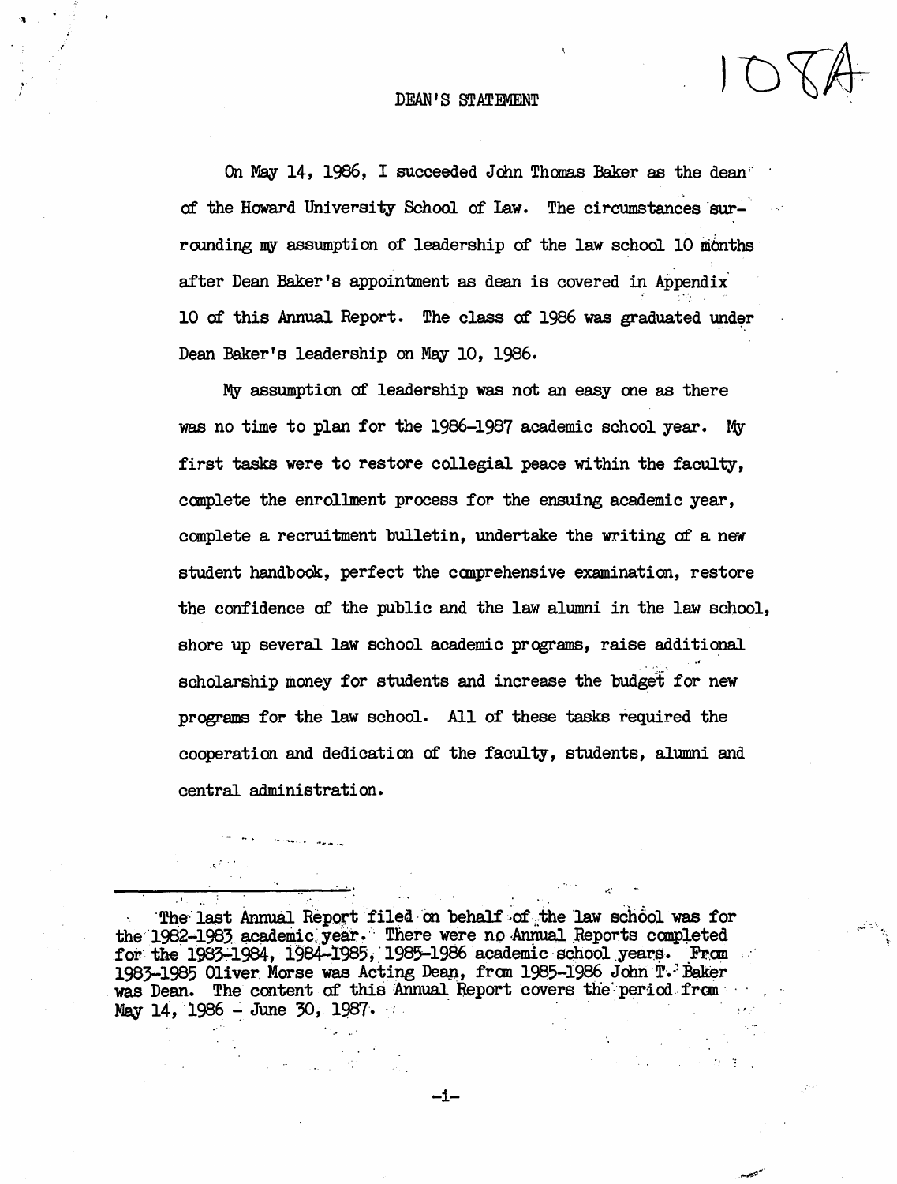# DEAN'S STATEMENT

On May 14, 1986, I succeeded John Thomas Baker as the dean of the Howard University School of Law. The circumstances surrounding my assumption of leadership of the law school 10 months after Dean Baker's appointment as dean is covered in Appendix 10 of this Annual Report. The class of 1986 was graduated under Dean Baker's leadership on May 10, 1986.

My assumption of leadership was not an easy one as there was no time to plan for the 1986-1987 academic school year. My first tasks were to restore collegial peace within the faculty, complete the enrollment process for the ensuing academic year, complete a recruitment bulletin, undertake the writing of a new student handbook, perfect the comprehensive examination, restore the confidence of the public and the law alumni in the law school, shore up several law school academic programs, raise additional scholarship money for students and increase the budget for new programs for the law school. All of these tasks required the cooperation and dedication of the faculty, students, alumni and central administration.

---

The last Annual Report filed on behalf of the law school was for the 1982-1983 academic year. There were no Annual Reports completed for the 1983-1984, 1984-1985, 1985-1986 academic school years. From 1983-1985 Oliver Morse was Acting Dean, from 1985-1986 John T. Baker was Dean. The content of this Annual Report covers the period from May 14, 1986 - June 30, 1987.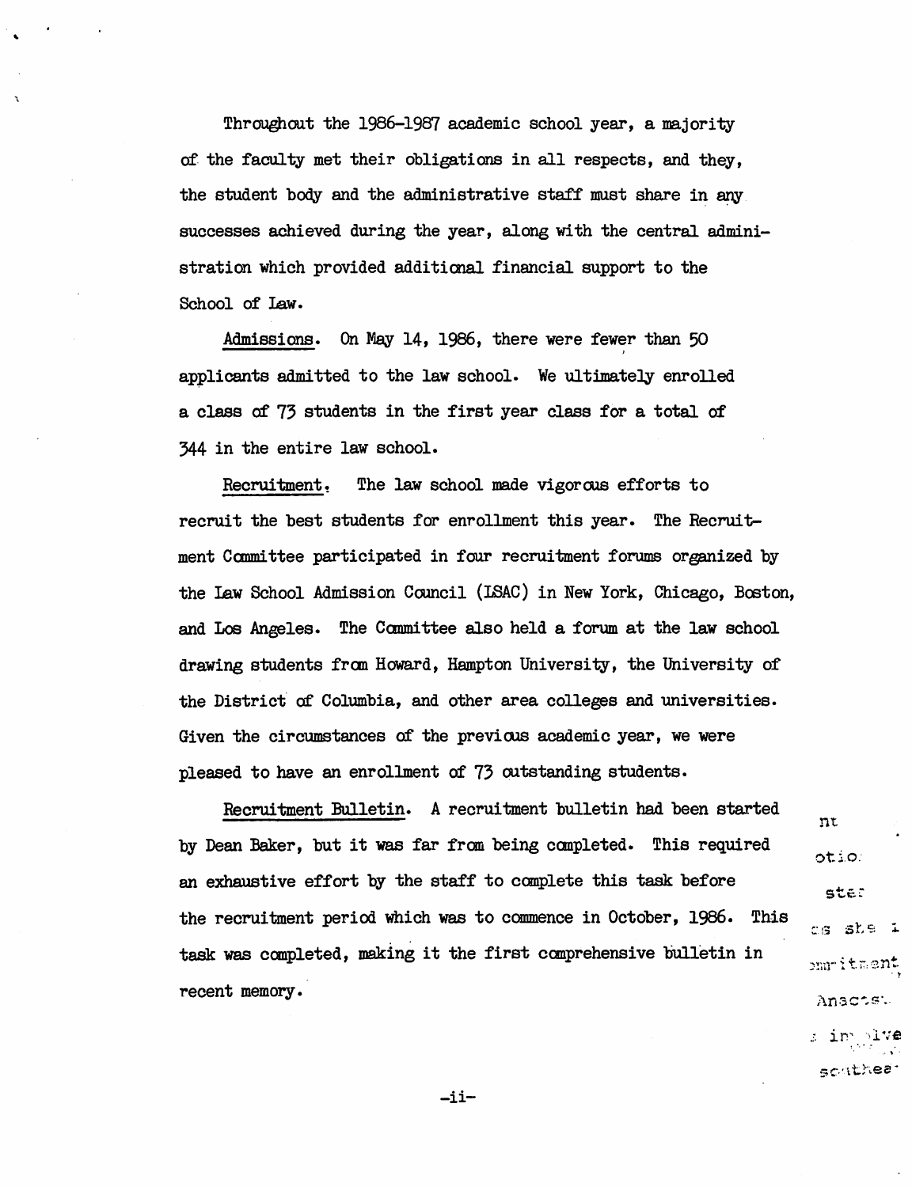Throughout the 1986-1987 academic school year, a majority of the faculty met their obligations in all respects, and they, the student body and the administrative staff must share in any successes achieved during the year, along with the central administration which provided additional financial support to the School of Law.

Admissions. On May 14, 1986, there were fewer than 50 applicants admitted to the law school. We ultimately enrolled a class of 73 students in the first year class for a total of 344 in the entire law school.

Recruitment. The law school made vigorous efforts to recruit the best students for enrollment this year. The Recruitment Committee participated in four recruitment forums organized by the Law School Admission Council (LSAC) in New York, Chicago, Boston, and Los Angeles. The Committee also held a forum at the law school drawing students from Howard, Hampton University, the University of the District of Columbia, and other area colleges and universities. Given the circumstances of the previous academic year, we were pleased to have an enrollment of 73 outstanding students.

Recruitment Bulletin. A recruitment bulletin had been started by Dean Baker, but it was far from being completed. This required an exhaustive effort by the staff to complete this task before the recruitment period which was to commence in October, 1986. This task was completed, making it the first comprehensive bulletin in recent memory.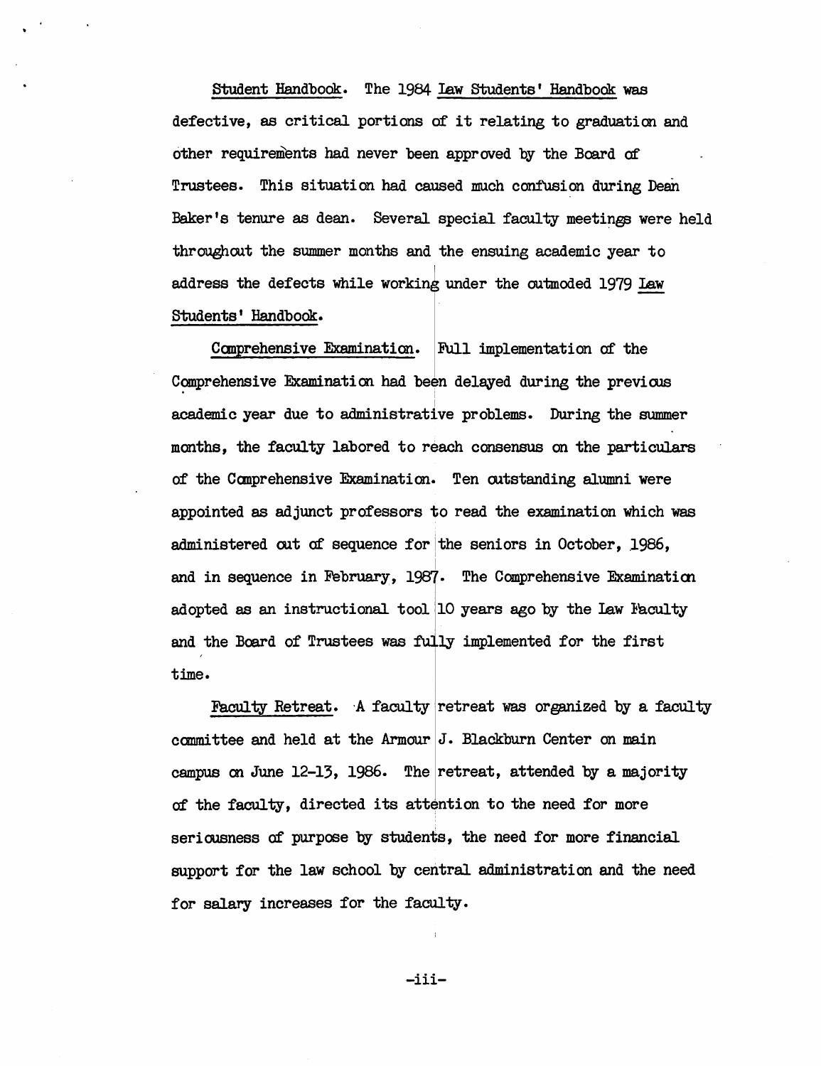Student Handbook. The 1984 Law Students' Handbook was defective, as critical portions of it relating to graduation and other requirements had never been approved by the Board of Trustees. This situation had caused much confusion during Dean Baker's tenure as dean. Several special faculty meetings were held throughout the summer months and the ensuing academic year to address the defects while working under the outmoded 1979 Law Students' Handbook.

Comprehensive Examination. Full implementation of the Comprehensive Examination had been delayed during the previous academic year due to administrative problems. During the summer months, the faculty labored to reach consensus on the particulars of the Comprehensive Examination. Ten outstanding alumni were appointed as adjunct professors to read the examination which was administered out of sequence for the seniors in October, 1986, and in sequence in February, 1987. The Comprehensive Examination adopted as an instructional tool 10 years ago by the Law Faculty and the Board of Trustees was fully implemented for the first time.

Faculty Retreat. A faculty retreat was organized by a faculty committee and held at the Armour J. Blackburn Center on main campus on June 12-13, 1986. The retreat, attended by a majority of the faculty, directed its attention to the need for more seriousness of purpose by students, the need for more financial support for the law school by central administration and the need for salary increases for the faculty.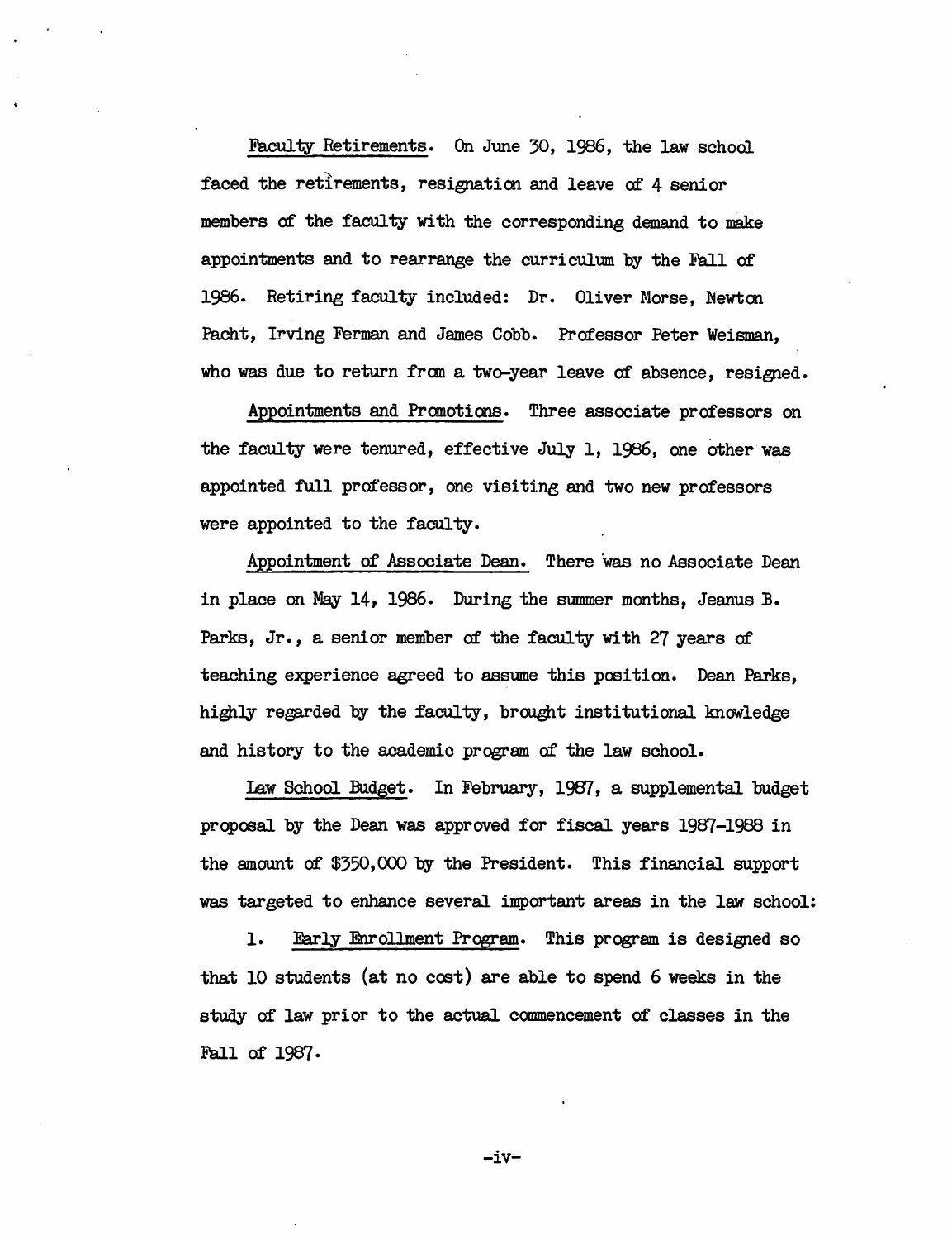Faculty Retirements. On June 30, 1986, the law school faced the retirements, resignation and leave of 4 senior members of the faculty with the corresponding demand to make appointments and to rearrange the curriculum by the Fall of 1986. Retiring faculty included: Dr. Oliver Morse, Newton Pacht, Irving Ferman and James Cobb. Professor Peter Weisman, who was due to return from a two-year leave of absence, resigned.

Appointments and Promotions. Three associate professors on the faculty were tenured, effective July 1, 1986, one other was appointed full professor, one visiting and two new professors were appointed to the faculty.

Appointment of Associate Dean. There was no Associate Dean in place on May 14, 1986. During the summer months, Jeanus B. Parks, Jr., a senior member of the faculty with 27 years of teaching experience agreed to assume this position. Dean Parks, highly regarded by the faculty, brought institutional knowledge and history to the academic program of the law school.

Law School Budget. In February, 1987, a supplemental budget proposal by the Dean was approved for fiscal years 1987-1988 in the amount of $350,000 by the President. This financial support was targeted to enhance several important areas in the law school:

1. Early Enrollment Program. This program is designed so that 10 students (at no cost) are able to spend 6 weeks in the study of law prior to the actual commencement of classes in the Fall of 1987.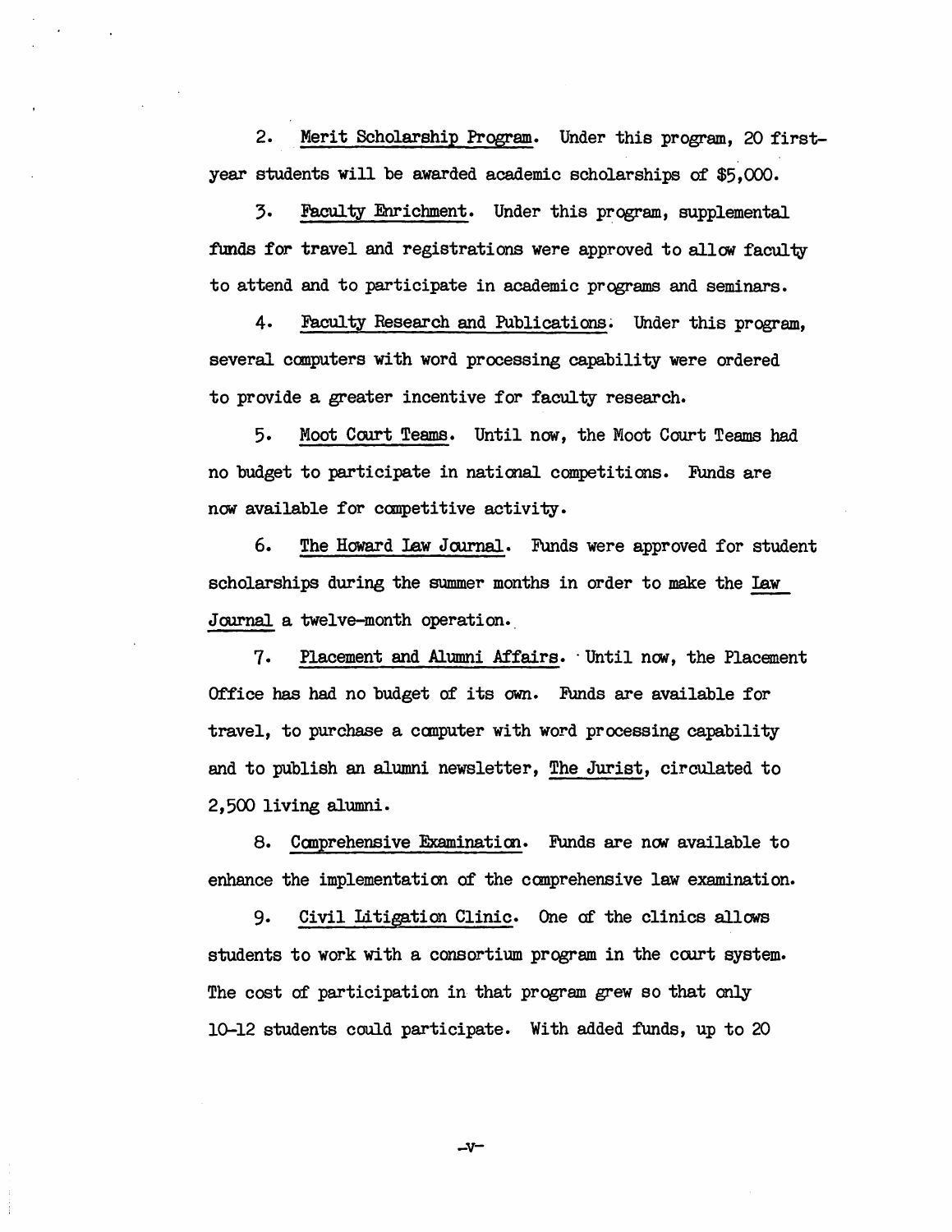2. <u>Merit Scholarship Program</u>. Under this program, 20 first-year students will be awarded academic scholarships of $5,000.

3. <u>Faculty Enrichment</u>. Under this program, supplemental funds for travel and registrations were approved to allow faculty to attend and to participate in academic programs and seminars.

4. <u>Faculty Research and Publications</u>. Under this program, several computers with word processing capability were ordered to provide a greater incentive for faculty research.

5. <u>Moot Court Teams</u>. Until now, the Moot Court Teams had no budget to participate in national competitions. Funds are now available for competitive activity.

6. <u>The Howard Law Journal</u>. Funds were approved for student scholarships during the summer months in order to make the <u>Law Journal</u> a twelve-month operation.

7. <u>Placement and Alumni Affairs</u>. Until now, the Placement Office has had no budget of its own. Funds are available for travel, to purchase a computer with word processing capability and to publish an alumni newsletter, <u>The Jurist</u>, circulated to 2,500 living alumni.

8. <u>Comprehensive Examination</u>. Funds are now available to enhance the implementation of the comprehensive law examination.

9. <u>Civil Litigation Clinic</u>. One of the clinics allows students to work with a consortium program in the court system. The cost of participation in that program grew so that only 10-12 students could participate. With added funds, up to 20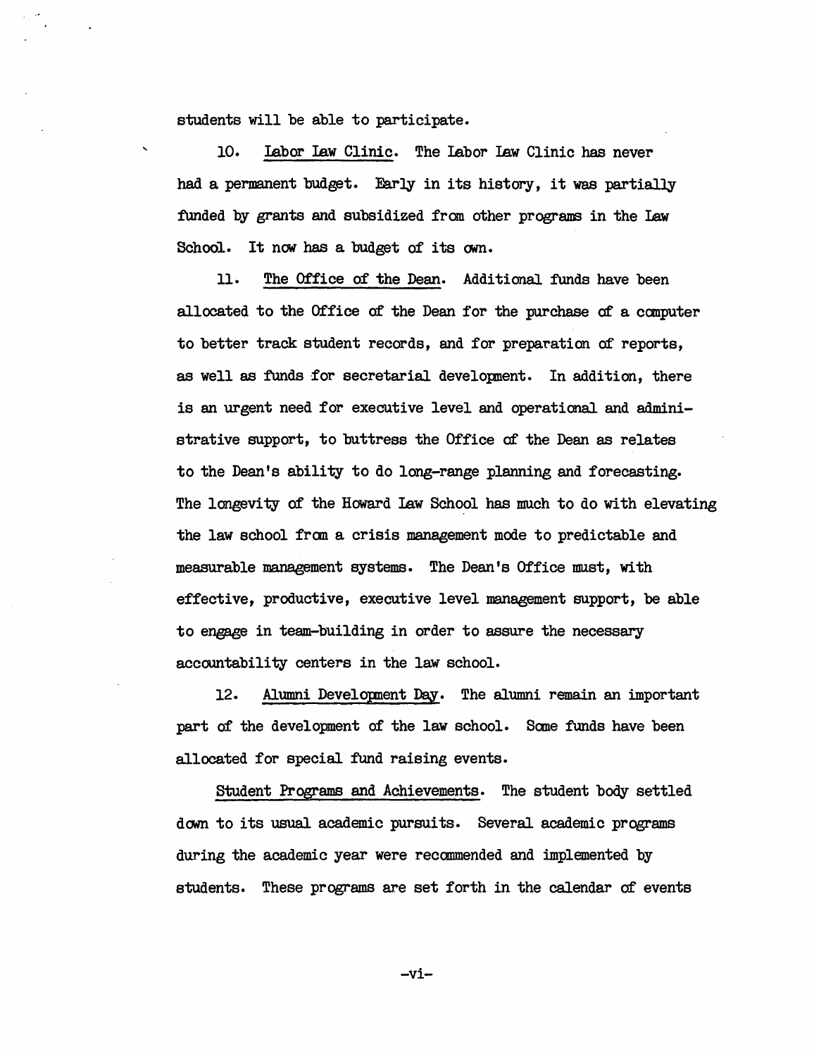students will be able to participate.

10. Labor Law Clinic. The Labor Law Clinic has never had a permanent budget. Early in its history, it was partially funded by grants and subsidized from other programs in the Law School. It now has a budget of its own.

11. The Office of the Dean. Additional funds have been allocated to the Office of the Dean for the purchase of a computer to better track student records, and for preparation of reports, as well as funds for secretarial development. In addition, there is an urgent need for executive level and operational and administrative support, to buttress the Office of the Dean as relates to the Dean's ability to do long-range planning and forecasting. The longevity of the Howard Law School has much to do with elevating the law school from a crisis management mode to predictable and measurable management systems. The Dean's Office must, with effective, productive, executive level management support, be able to engage in team-building in order to assure the necessary accountability centers in the law school.

12. Alumni Development Day. The alumni remain an important part of the development of the law school. Some funds have been allocated for special fund raising events.

Student Programs and Achievements. The student body settled down to its usual academic pursuits. Several academic programs during the academic year were recommended and implemented by students. These programs are set forth in the calendar of events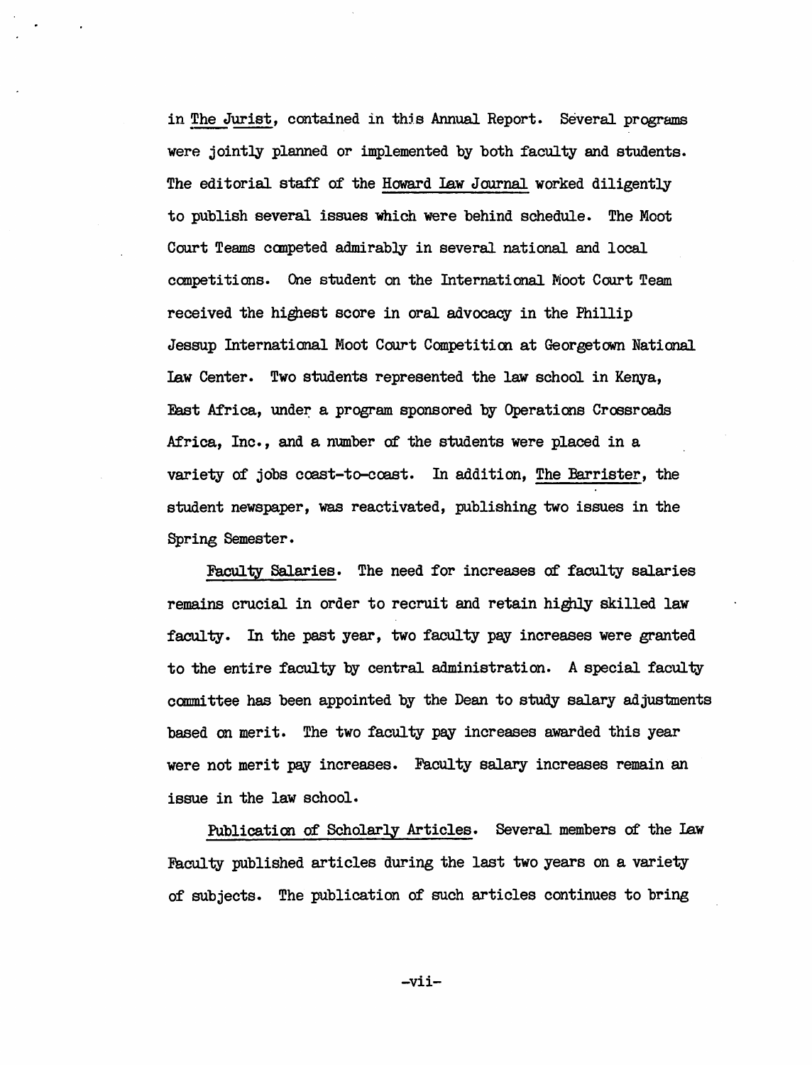in The Jurist, contained in this Annual Report. Several programs were jointly planned or implemented by both faculty and students. The editorial staff of the Howard Law Journal worked diligently to publish several issues which were behind schedule. The Moot Court Teams competed admirably in several national and local competitions. One student on the International Moot Court Team received the highest score in oral advocacy in the Phillip Jessup International Moot Court Competition at Georgetown National Law Center. Two students represented the law school in Kenya, East Africa, under a program sponsored by Operations Crossroads Africa, Inc., and a number of the students were placed in a variety of jobs coast-to-coast. In addition, The Barrister, the student newspaper, was reactivated, publishing two issues in the Spring Semester.

Faculty Salaries. The need for increases of faculty salaries remains crucial in order to recruit and retain highly skilled law faculty. In the past year, two faculty pay increases were granted to the entire faculty by central administration. A special faculty committee has been appointed by the Dean to study salary adjustments based on merit. The two faculty pay increases awarded this year were not merit pay increases. Faculty salary increases remain an issue in the law school.

Publication of Scholarly Articles. Several members of the Law Faculty published articles during the last two years on a variety of subjects. The publication of such articles continues to bring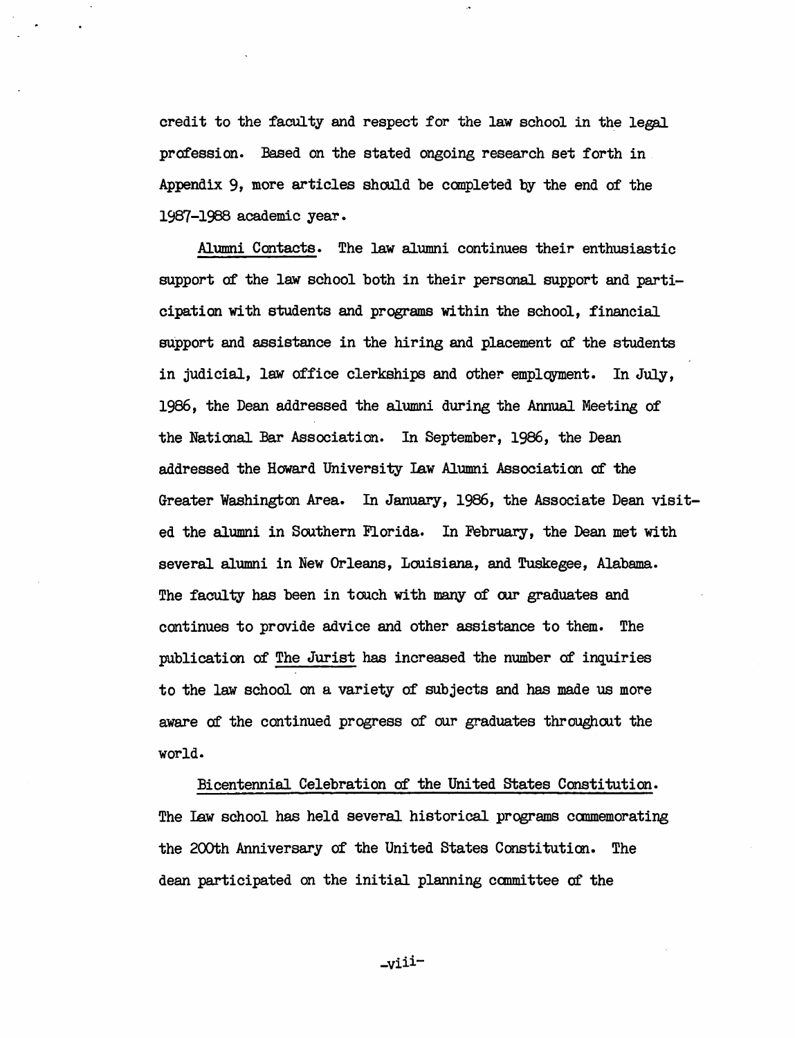credit to the faculty and respect for the law school in the legal profession. Based on the stated ongoing research set forth in Appendix 9, more articles should be completed by the end of the 1987-1988 academic year.

Alumni Contacts. The law alumni continues their enthusiastic support of the law school both in their personal support and participation with students and programs within the school, financial support and assistance in the hiring and placement of the students in judicial, law office clerkships and other employment. In July, 1986, the Dean addressed the alumni during the Annual Meeting of the National Bar Association. In September, 1986, the Dean addressed the Howard University Law Alumni Association of the Greater Washington Area. In January, 1986, the Associate Dean visited the alumni in Southern Florida. In February, the Dean met with several alumni in New Orleans, Louisiana, and Tuskegee, Alabama. The faculty has been in touch with many of our graduates and continues to provide advice and other assistance to them. The publication of The Jurist has increased the number of inquiries to the law school on a variety of subjects and has made us more aware of the continued progress of our graduates throughout the world.

Bicentennial Celebration of the United States Constitution. The Law school has held several historical programs commemorating the 200th Anniversary of the United States Constitution. The dean participated on the initial planning committee of the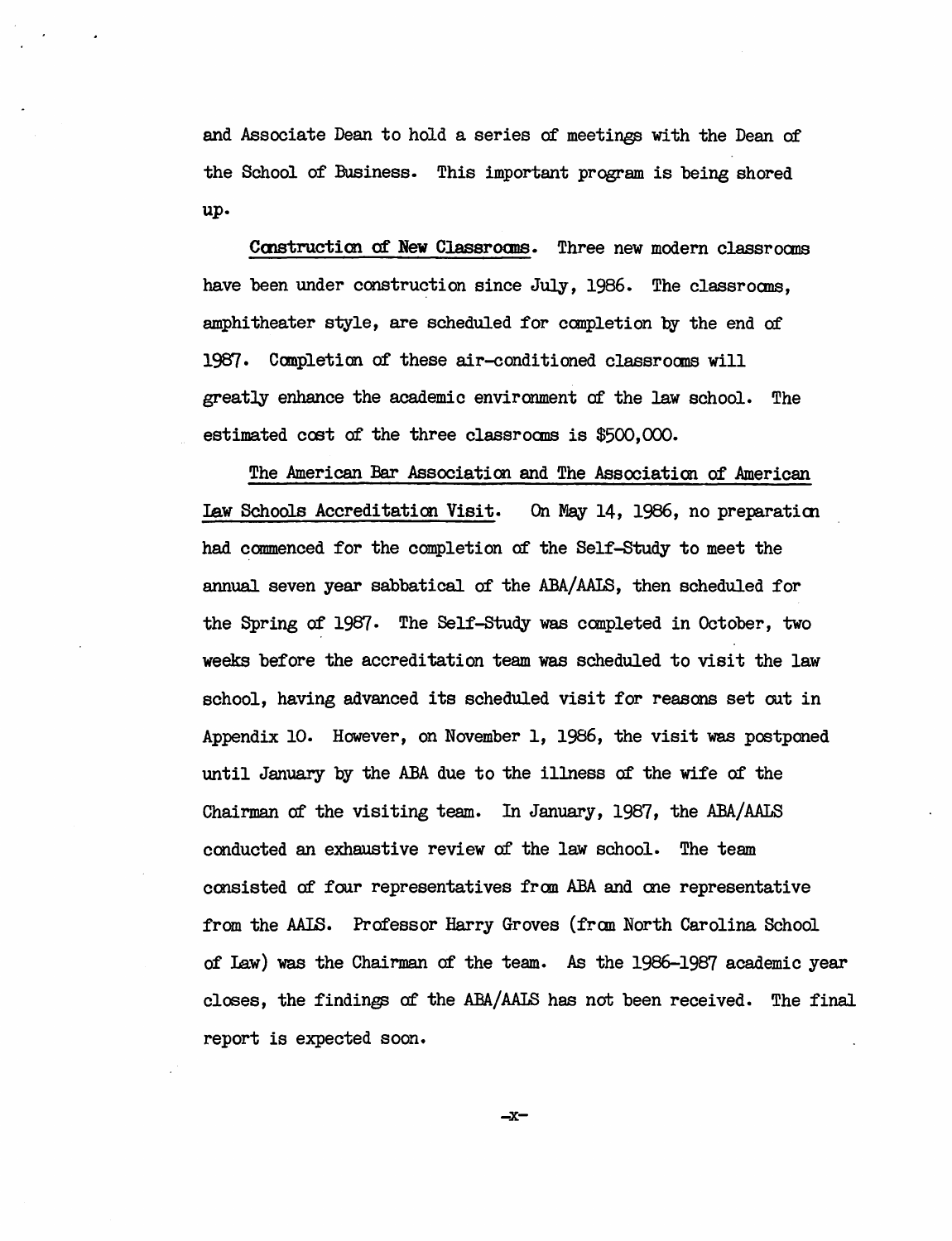and Associate Dean to hold a series of meetings with the Dean of the School of Business. This important program is being shored up.

Construction of New Classrooms. Three new modern classrooms have been under construction since July, 1986. The classrooms, amphitheater style, are scheduled for completion by the end of 1987. Completion of these air-conditioned classrooms will greatly enhance the academic environment of the law school. The estimated cost of the three classrooms is $500,000.

The American Bar Association and The Association of American Law Schools Accreditation Visit. On May 14, 1986, no preparation had commenced for the completion of the Self-Study to meet the annual seven year sabbatical of the ABA/AALS, then scheduled for the Spring of 1987. The Self-Study was completed in October, two weeks before the accreditation team was scheduled to visit the law school, having advanced its scheduled visit for reasons set out in Appendix 10. However, on November 1, 1986, the visit was postponed until January by the ABA due to the illness of the wife of the Chairman of the visiting team. In January, 1987, the ABA/AALS conducted an exhaustive review of the law school. The team consisted of four representatives from ABA and one representative from the AALS. Professor Harry Groves (from North Carolina School of Law) was the Chairman of the team. As the 1986-1987 academic year closes, the findings of the ABA/AALS has not been received. The final report is expected soon.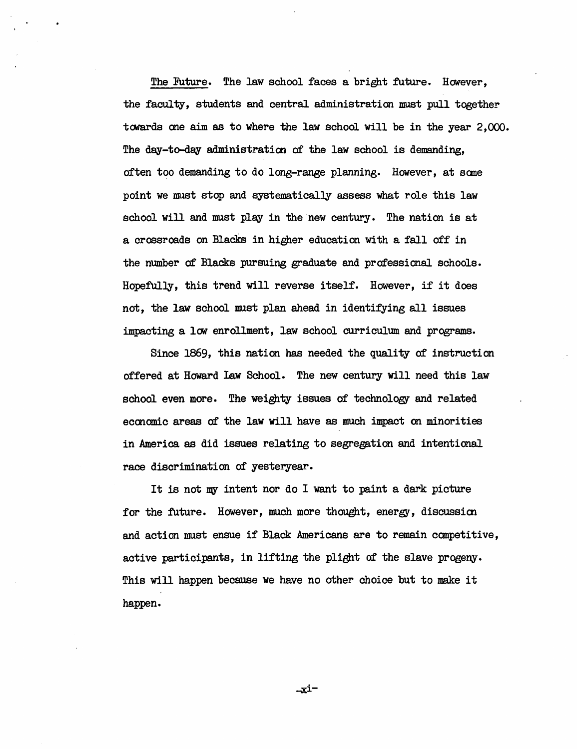The Future. The law school faces a bright future. However, the faculty, students and central administration must pull together towards one aim as to where the law school will be in the year 2,000. The day-to-day administration of the law school is demanding, often too demanding to do long-range planning. However, at some point we must stop and systematically assess what role this law school will and must play in the new century. The nation is at a crossroads on Blacks in higher education with a fall off in the number of Blacks pursuing graduate and professional schools. Hopefully, this trend will reverse itself. However, if it does not, the law school must plan ahead in identifying all issues impacting a low enrollment, law school curriculum and programs.

Since 1869, this nation has needed the quality of instruction offered at Howard Law School. The new century will need this law school even more. The weighty issues of technology and related economic areas of the law will have as much impact on minorities in America as did issues relating to segregation and intentional race discrimination of yesteryear.

It is not my intent nor do I want to paint a dark picture for the future. However, much more thought, energy, discussion and action must ensue if Black Americans are to remain competitive, active participants, in lifting the plight of the slave progeny. This will happen because we have no other choice but to make it happen.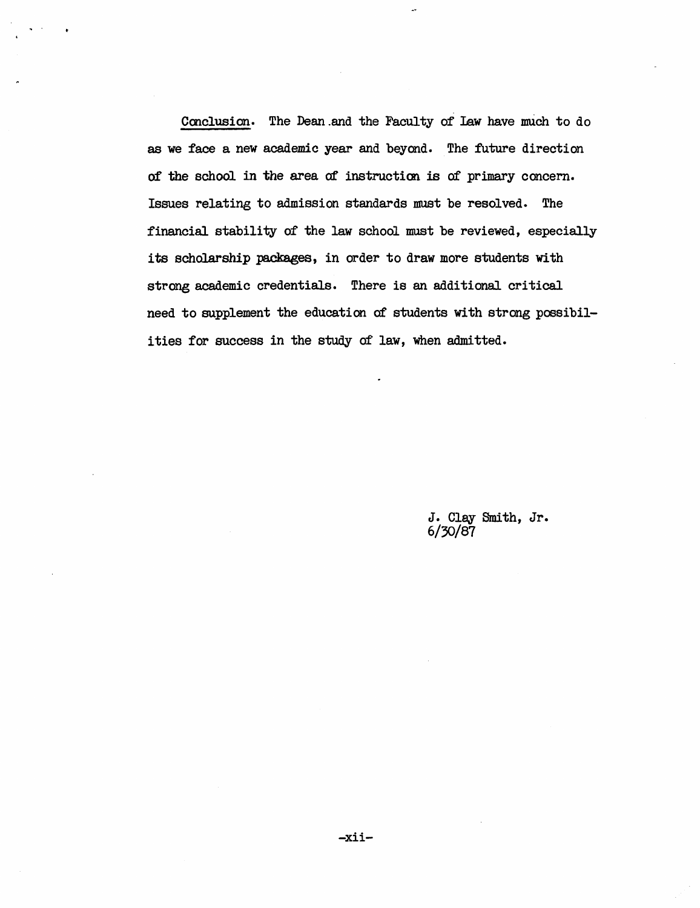Conclusion. The Dean and the Faculty of Law have much to do as we face a new academic year and beyond. The future direction of the school in the area of instruction is of primary concern. Issues relating to admission standards must be resolved. The financial stability of the law school must be reviewed, especially its scholarship packages, in order to draw more students with strong academic credentials. There is an additional critical need to supplement the education of students with strong possibilities for success in the study of law, when admitted.

J. Clay Smith, Jr.
6/30/87